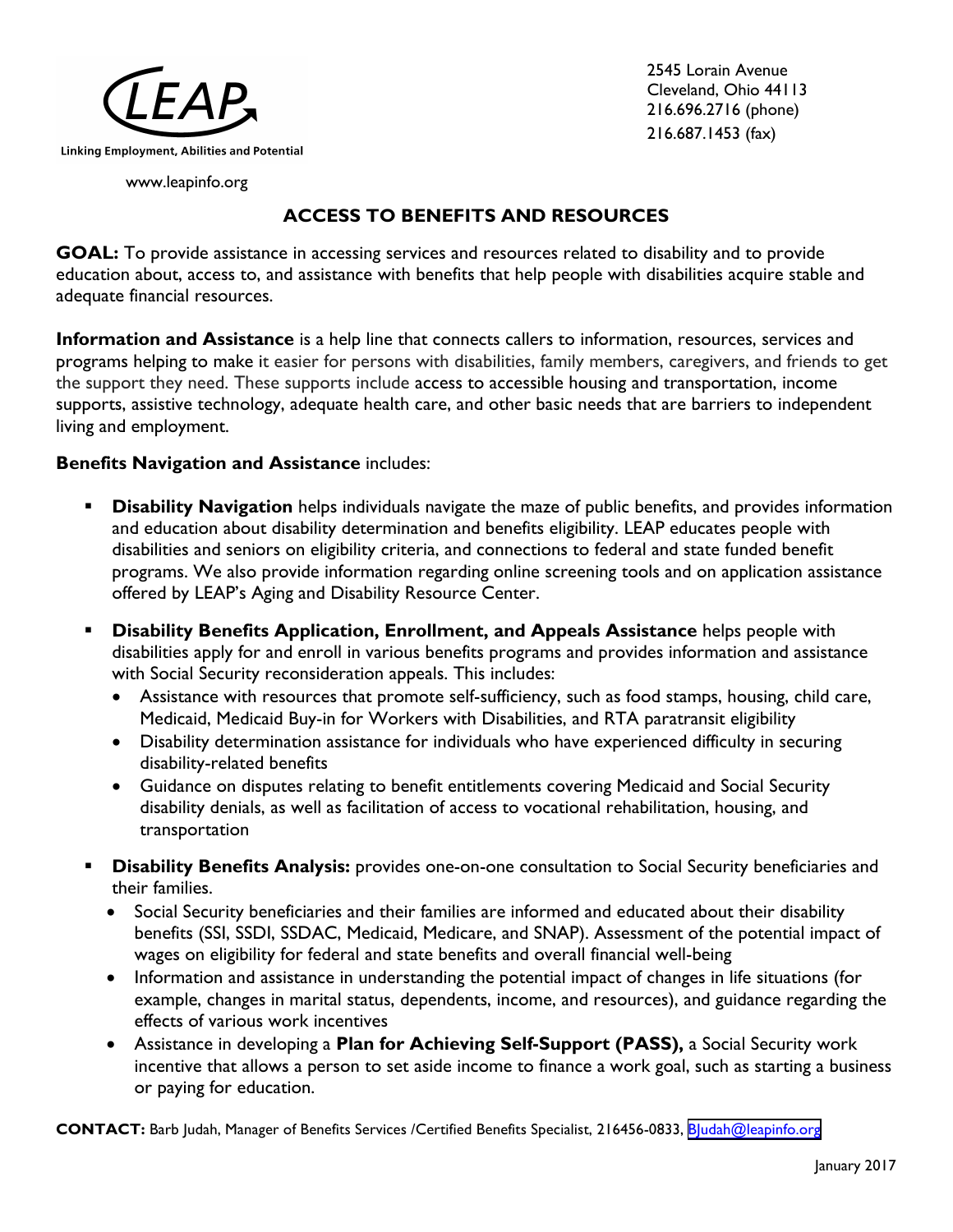LEAP

Linking Employment, Abilities and Potential

www.leapinfo.org

2545 Lorain Avenue
Cleveland, Ohio 44113
216.696.2716 (phone)
216.687.1453 (fax)

# ACCESS TO BENEFITS AND RESOURCES

**GOAL:** To provide assistance in accessing services and resources related to disability and to provide education about, access to, and assistance with benefits that help people with disabilities acquire stable and adequate financial resources.

**Information and Assistance** is a help line that connects callers to information, resources, services and programs helping to make it easier for persons with disabilities, family members, caregivers, and friends to get the support they need. These supports include access to accessible housing and transportation, income supports, assistive technology, adequate health care, and other basic needs that are barriers to independent living and employment.

**Benefits Navigation and Assistance** includes:

- **Disability Navigation** helps individuals navigate the maze of public benefits, and provides information and education about disability determination and benefits eligibility. LEAP educates people with disabilities and seniors on eligibility criteria, and connections to federal and state funded benefit programs. We also provide information regarding online screening tools and on application assistance offered by LEAP's Aging and Disability Resource Center.
- **Disability Benefits Application, Enrollment, and Appeals Assistance** helps people with disabilities apply for and enroll in various benefits programs and provides information and assistance with Social Security reconsideration appeals. This includes:
  - Assistance with resources that promote self-sufficiency, such as food stamps, housing, child care, Medicaid, Medicaid Buy-in for Workers with Disabilities, and RTA paratransit eligibility
  - Disability determination assistance for individuals who have experienced difficulty in securing disability-related benefits
  - Guidance on disputes relating to benefit entitlements covering Medicaid and Social Security disability denials, as well as facilitation of access to vocational rehabilitation, housing, and transportation
- **Disability Benefits Analysis:** provides one-on-one consultation to Social Security beneficiaries and their families.
  - Social Security beneficiaries and their families are informed and educated about their disability benefits (SSI, SSDI, SSDAC, Medicaid, Medicare, and SNAP). Assessment of the potential impact of wages on eligibility for federal and state benefits and overall financial well-being
  - Information and assistance in understanding the potential impact of changes in life situations (for example, changes in marital status, dependents, income, and resources), and guidance regarding the effects of various work incentives
  - Assistance in developing a **Plan for Achieving Self-Support (PASS),** a Social Security work incentive that allows a person to set aside income to finance a work goal, such as starting a business or paying for education.

**CONTACT:** Barb Judah, Manager of Benefits Services /Certified Benefits Specialist, 216456-0833, BJudah@leapinfo.org

January 2017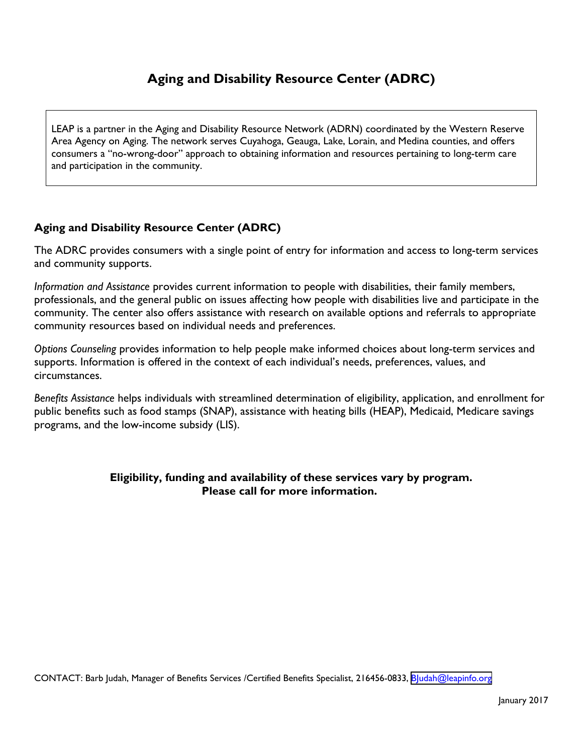# Aging and Disability Resource Center (ADRC)

LEAP is a partner in the Aging and Disability Resource Network (ADRN) coordinated by the Western Reserve Area Agency on Aging. The network serves Cuyahoga, Geauga, Lake, Lorain, and Medina counties, and offers consumers a "no-wrong-door" approach to obtaining information and resources pertaining to long-term care and participation in the community.

## Aging and Disability Resource Center (ADRC)

The ADRC provides consumers with a single point of entry for information and access to long-term services and community supports.

*Information and Assistance* provides current information to people with disabilities, their family members, professionals, and the general public on issues affecting how people with disabilities live and participate in the community. The center also offers assistance with research on available options and referrals to appropriate community resources based on individual needs and preferences.

*Options Counseling* provides information to help people make informed choices about long-term services and supports. Information is offered in the context of each individual's needs, preferences, values, and circumstances.

*Benefits Assistance* helps individuals with streamlined determination of eligibility, application, and enrollment for public benefits such as food stamps (SNAP), assistance with heating bills (HEAP), Medicaid, Medicare savings programs, and the low-income subsidy (LIS).

**Eligibility, funding and availability of these services vary by program.**
**Please call for more information.**

CONTACT: Barb Judah, Manager of Benefits Services /Certified Benefits Specialist, 216456-0833, BJudah@leapinfo.org

January 2017